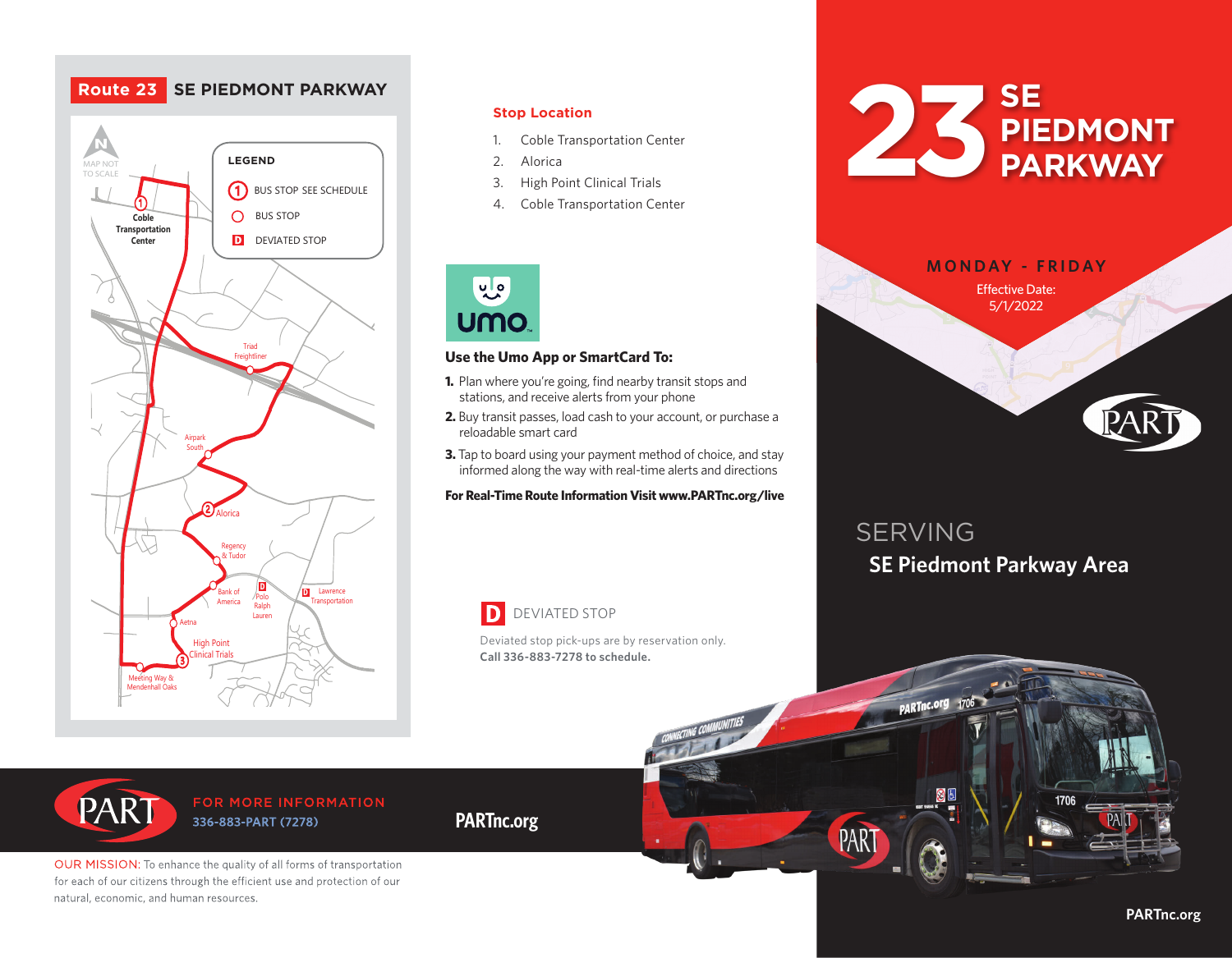# Route 23 SE PIEDMONT PARKWAY

MAP NOT TO SCALE

**LEGEND**

- ① BUS STOP SEE SCHEDULE
- ○ BUS STOP
- D DEVIATED STOP

Coble Transportation Center, Triad Freightliner, Airpark South, Alorica, Regency & Tudor, Bank of America, Polo Ralph Lauren, Lawrence Transportation, Aetna, High Point Clinical Trials, Meeting Way & Mendenhall Oaks

## Stop Location

1. Coble Transportation Center
2. Alorica
3. High Point Clinical Trials
4. Coble Transportation Center

umo

**Use the Umo App or SmartCard To:**

1. Plan where you're going, find nearby transit stops and stations, and receive alerts from your phone
2. Buy transit passes, load cash to your account, or purchase a reloadable smart card
3. Tap to board using your payment method of choice, and stay informed along the way with real-time alerts and directions

**For Real-Time Route Information Visit www.PARTnc.org/live**

**D** DEVIATED STOP

Deviated stop pick-ups are by reservation only.
**Call 336-883-7278 to schedule.**

# 23 SE PIEDMONT PARKWAY

**MONDAY - FRIDAY**

Effective Date: 5/1/2022

PART

SERVING
## SE Piedmont Parkway Area

PART

FOR MORE INFORMATION
336-883-PART (7278)

**PARTnc.org**

OUR MISSION: To enhance the quality of all forms of transportation for each of our citizens through the efficient use and protection of our natural, economic, and human resources.

PARTnc.org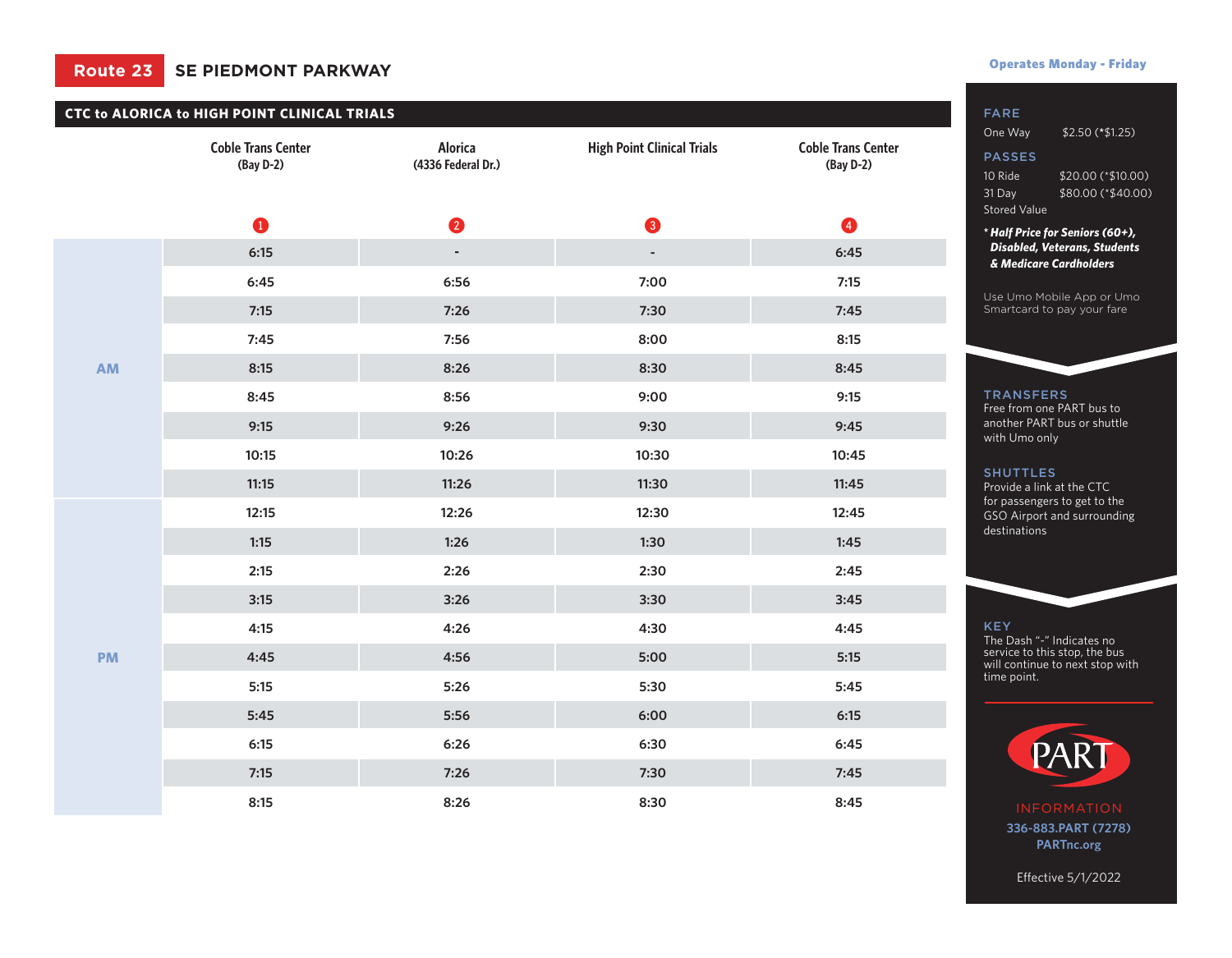# Route 23 SE PIEDMONT PARKWAY

Operates Monday - Friday

## CTC to ALORICA to HIGH POINT CLINICAL TRIALS

| | Coble Trans Center (Bay D-2) 1 | Alorica (4336 Federal Dr.) 2 | High Point Clinical Trials 3 | Coble Trans Center (Bay D-2) 4 |
|---|---|---|---|---|
| AM | 6:15 | - | - | 6:45 |
| | 6:45 | 6:56 | 7:00 | 7:15 |
| | 7:15 | 7:26 | 7:30 | 7:45 |
| | 7:45 | 7:56 | 8:00 | 8:15 |
| | 8:15 | 8:26 | 8:30 | 8:45 |
| | 8:45 | 8:56 | 9:00 | 9:15 |
| | 9:15 | 9:26 | 9:30 | 9:45 |
| | 10:15 | 10:26 | 10:30 | 10:45 |
| | 11:15 | 11:26 | 11:30 | 11:45 |
| PM | 12:15 | 12:26 | 12:30 | 12:45 |
| | 1:15 | 1:26 | 1:30 | 1:45 |
| | 2:15 | 2:26 | 2:30 | 2:45 |
| | 3:15 | 3:26 | 3:30 | 3:45 |
| | 4:15 | 4:26 | 4:30 | 4:45 |
| | 4:45 | 4:56 | 5:00 | 5:15 |
| | 5:15 | 5:26 | 5:30 | 5:45 |
| | 5:45 | 5:56 | 6:00 | 6:15 |
| | 6:15 | 6:26 | 6:30 | 6:45 |
| | 7:15 | 7:26 | 7:30 | 7:45 |
| | 8:15 | 8:26 | 8:30 | 8:45 |

### FARE

One Way $2.50 (*$1.25)

### PASSES

10 Ride $20.00 (*$10.00)
31 Day $80.00 (*$40.00)
Stored Value

***Half Price for Seniors (60+), Disabled, Veterans, Students & Medicare Cardholders***

Use Umo Mobile App or Umo Smartcard to pay your fare

### TRANSFERS

Free from one PART bus to another PART bus or shuttle with Umo only

### SHUTTLES

Provide a link at the CTC for passengers to get to the GSO Airport and surrounding destinations

### KEY

The Dash "-" Indicates no service to this stop, the bus will continue to next stop with time point.

PART

INFORMATION
336-883.PART (7278)
PARTnc.org

Effective 5/1/2022